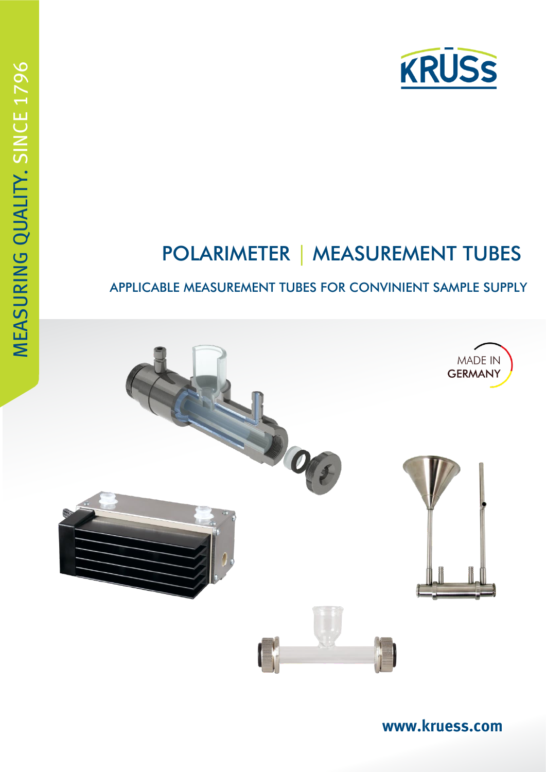MEASURING QUALITY. SINCE 1796

KRÜSS

# POLARIMETER | MEASUREMENT TUBES

## APPLICABLE MEASUREMENT TUBES FOR CONVINIENT SAMPLE SUPPLY

MADE IN GERMANY

www.kruess.com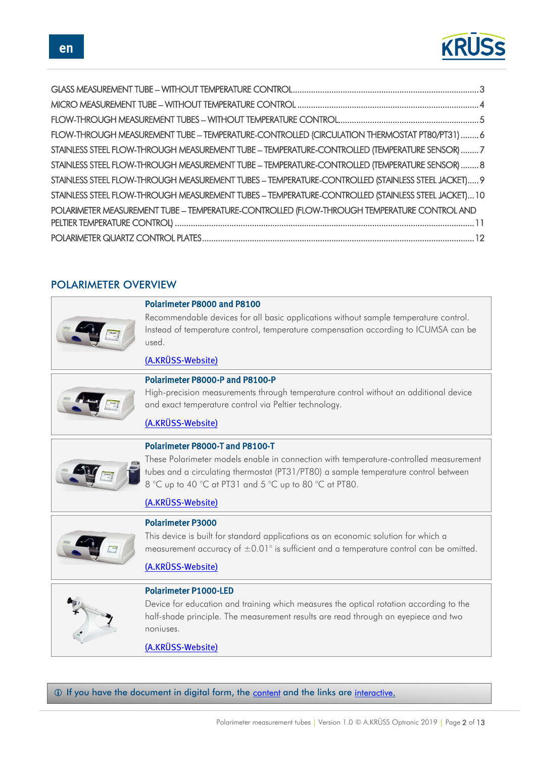GLASS MEASUREMENT TUBE – WITHOUT TEMPERATURE CONTROL ..... 3
MICRO MEASUREMENT TUBE – WITHOUT TEMPERATURE CONTROL ..... 4
FLOW-THROUGH MEASUREMENT TUBES – WITHOUT TEMPERATURE CONTROL ..... 5
FLOW-THROUGH MEASUREMENT TUBE – TEMPERATURE-CONTROLLED (CIRCULATION THERMOSTAT PT80/PT31) ..... 6
STAINLESS STEEL FLOW-THROUGH MEASUREMENT TUBE – TEMPERATURE-CONTROLLED (TEMPERATURE SENSOR) ..... 7
STAINLESS STEEL FLOW-THROUGH MEASUREMENT TUBE – TEMPERATURE-CONTROLLED (TEMPERATURE SENSOR) ..... 8
STAINLESS STEEL FLOW-THROUGH MEASUREMENT TUBES – TEMPERATURE-CONTROLLED (STAINLESS STEEL JACKET) ..... 9
STAINLESS STEEL FLOW-THROUGH MEASUREMENT TUBES – TEMPERATURE-CONTROLLED (STAINLESS STEEL JACKET) ..... 10
POLARIMETER MEASUREMENT TUBE – TEMPERATURE-CONTROLLED (FLOW-THROUGH TEMPERATURE CONTROL AND PELTIER TEMPERATURE CONTROL) ..... 11
POLARIMETER QUARTZ CONTROL PLATES ..... 12

## POLARIMETER OVERVIEW

### Polarimeter P8000 and P8100

Recommendable devices for all basic applications without sample temperature control. Instead of temperature control, temperature compensation according to ICUMSA can be used.

(A.KRÜSS-Website)

### Polarimeter P8000-P and P8100-P

High-precision measurements through temperature control without an additional device and exact temperature control via Peltier technology.

(A.KRÜSS-Website)

### Polarimeter P8000-T and P8100-T

These Polarimeter models enable in connection with temperature-controlled measurement tubes and a circulating thermostat (PT31/PT80) a sample temperature control between 8 °C up to 40 °C at PT31 and 5 °C up to 80 °C at PT80.

(A.KRÜSS-Website)

### Polarimeter P3000

This device is built for standard applications as an economic solution for which a measurement accuracy of ±0.01° is sufficient and a temperature control can be omitted.

(A.KRÜSS-Website)

### Polarimeter P1000-LED

Device for education and training which measures the optical rotation according to the half-shade principle. The measurement results are read through an eyepiece and two noniuses.

(A.KRÜSS-Website)

ⓘ If you have the document in digital form, the content and the links are interactive.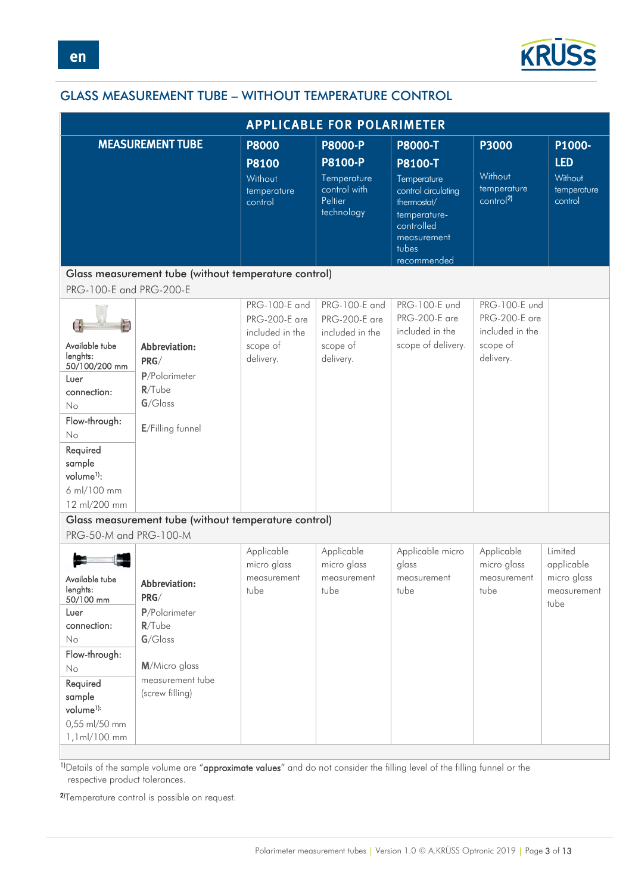## GLASS MEASUREMENT TUBE – WITHOUT TEMPERATURE CONTROL

| APPLICABLE FOR POLARIMETER | | | | | | |
|---|---|---|---|---|---|---|
| **MEASUREMENT TUBE** | | **P8000** **P8100** Without temperature control | **P8000-P** **P8100-P** Temperature control with Peltier technology | **P8000-T** **P8100-T** Temperature control circulating thermostat/ temperature-controlled measurement tubes recommended | **P3000** Without temperature control[2] | **P1000-LED** Without temperature control |
| Glass measurement tube (without temperature control) PRG-100-E and PRG-200-E | | | | | | |
| Available tube lenghts: 50/100/200 mm<br>Luer connection: No<br>Flow-through: No<br>Required sample volume[1]: 6 ml/100 mm 12 ml/200 mm | **Abbreviation:** **PRG**/ **P**/Polarimeter **R**/Tube **G**/Glass **E**/Filling funnel | PRG-100-E and PRG-200-E are included in the scope of delivery. | PRG-100-E and PRG-200-E are included in the scope of delivery. | PRG-100-E und PRG-200-E are included in the scope of delivery. | PRG-100-E und PRG-200-E are included in the scope of delivery. | |
| Glass measurement tube (without temperature control) PRG-50-M and PRG-100-M | | | | | | |
| Available tube lenghts: 50/100 mm<br>Luer connection: No<br>Flow-through: No<br>Required sample volume[1]: 0,55 ml/50 mm 1,1ml/100 mm | **Abbreviation:** **PRG**/ **P**/Polarimeter **R**/Tube **G**/Glass **M**/Micro glass measurement tube (screw filling) | Applicable micro glass measurement tube | Applicable micro glass measurement tube | Applicable micro glass measurement tube | Applicable micro glass measurement tube | Limited applicable micro glass measurement tube |

[1]Details of the sample volume are "**approximate values**" and do not consider the filling level of the filling funnel or the respective product tolerances.

[2]Temperature control is possible on request.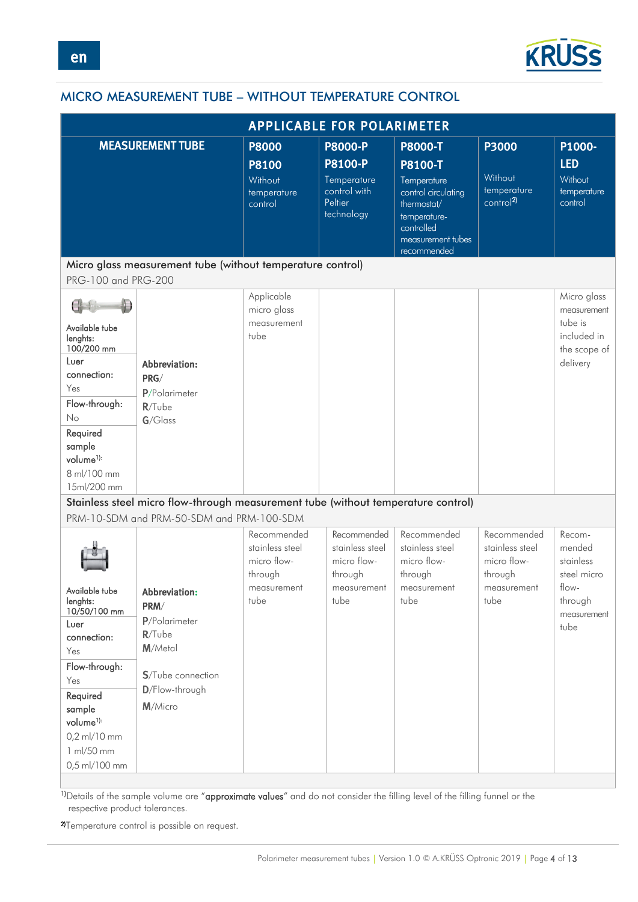## MICRO MEASUREMENT TUBE – WITHOUT TEMPERATURE CONTROL

| MEASUREMENT TUBE | | APPLICABLE FOR POLARIMETER | | | | |
|---|---|---|---|---|---|---|
| | | **P8000 P8100** Without temperature control | **P8000-P P8100-P** Temperature control with Peltier technology | **P8000-T P8100-T** Temperature control circulating thermostat/ temperature-controlled measurement tubes recommended | **P3000** Without temperature control[2] | **P1000-LED** Without temperature control |
| **Micro glass measurement tube (without temperature control)** PRG-100 and PRG-200 | | | | | | |
| Available tube lenghts: 100/200 mm<br>Luer connection: Yes<br>Flow-through: No<br>Required sample volume[1]: 8 ml/100 mm 15ml/200 mm | **Abbreviation:** **PRG**/ **P**/Polarimeter **R**/Tube **G**/Glass | Applicable micro glass measurement tube | | | | Micro glass measurement tube is included in the scope of delivery |
| **Stainless steel micro flow-through measurement tube (without temperature control)** PRM-10-SDM and PRM-50-SDM and PRM-100-SDM | | | | | | |
| Available tube lenghts: 10/50/100 mm<br>Luer connection: Yes<br>Flow-through: Yes<br>Required sample volume[1]: 0,2 ml/10 mm 1 ml/50 mm 0,5 ml/100 mm | **Abbreviation:** **PRM**/ **P**/Polarimeter **R**/Tube **M**/Metal **S**/Tube connection **D**/Flow-through **M**/Micro | Recommended stainless steel micro flow-through measurement tube | Recommended stainless steel micro flow-through measurement tube | Recommended stainless steel micro flow-through measurement tube | Recommended stainless steel micro flow-through measurement tube | Recommended stainless steel micro flow-through measurement tube |

[1]Details of the sample volume are "**approximate values**" and do not consider the filling level of the filling funnel or the respective product tolerances.

[2]Temperature control is possible on request.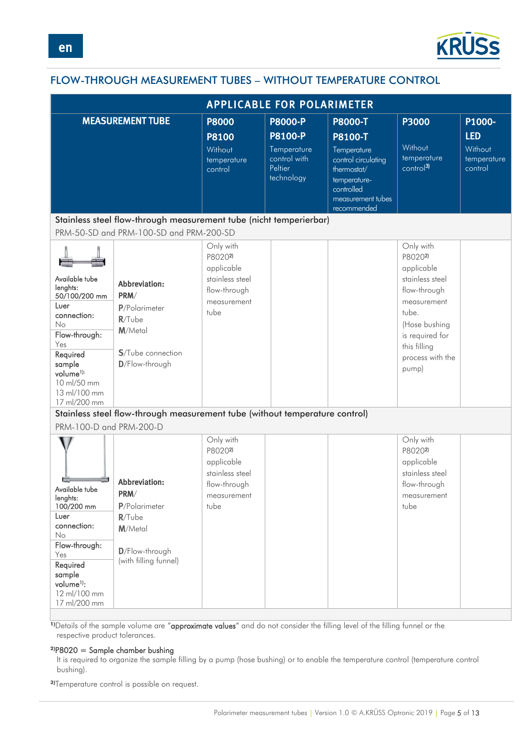# FLOW-THROUGH MEASUREMENT TUBES – WITHOUT TEMPERATURE CONTROL

| MEASUREMENT TUBE | | APPLICABLE FOR POLARIMETER | | | | |
|---|---|---|---|---|---|---|
| | | **P8000 P8100** Without temperature control | **P8000-P P8100-P** Temperature control with Peltier technology | **P8000-T P8100-T** Temperature control circulating thermostat/ temperature-controlled measurement tubes recommended | **P3000** Without temperature control[3] | **P1000-LED** Without temperature control |
| **Stainless steel flow-through measurement tube (nicht temperierbar)** PRM-50-SD and PRM-100-SD and PRM-200-SD | | | | | | |
| Available tube lenghts: 50/100/200 mm<br>Luer connection: No<br>Flow-through: Yes<br>Required sample volume[1]: 10 ml/50 mm, 13 ml/100 mm, 17 ml/200 mm | **Abbreviation:**<br>**PRM**/<br>**P**/Polarimeter<br>**R**/Tube<br>**M**/Metal<br>**S**/Tube connection<br>**D**/Flow-through | Only with P8020[2] applicable stainless steel flow-through measurement tube | | | Only with P8020[2] applicable stainless steel flow-through measurement tube. (Hose bushing is required for this filling process with the pump) | |
| **Stainless steel flow-through measurement tube (without temperature control)** PRM-100-D and PRM-200-D | | | | | | |
| Available tube lenghts: 100/200 mm<br>Luer connection: No<br>Flow-through: Yes<br>Required sample volume[1]: 12 ml/100 mm, 17 ml/200 mm | **Abbreviation:**<br>**PRM**/<br>**P**/Polarimeter<br>**R**/Tube<br>**M**/Metal<br>**D**/Flow-through (with filling funnel) | Only with P8020[2] applicable stainless steel flow-through measurement tube | | | Only with P8020[2] applicable stainless steel flow-through measurement tube | |

[1]Details of the sample volume are "**approximate values**" and do not consider the filling level of the filling funnel or the respective product tolerances.

[2]P8020 = Sample chamber bushing
It is required to organize the sample filling by a pump (hose bushing) or to enable the temperature control (temperature control bushing).

[3]Temperature control is possible on request.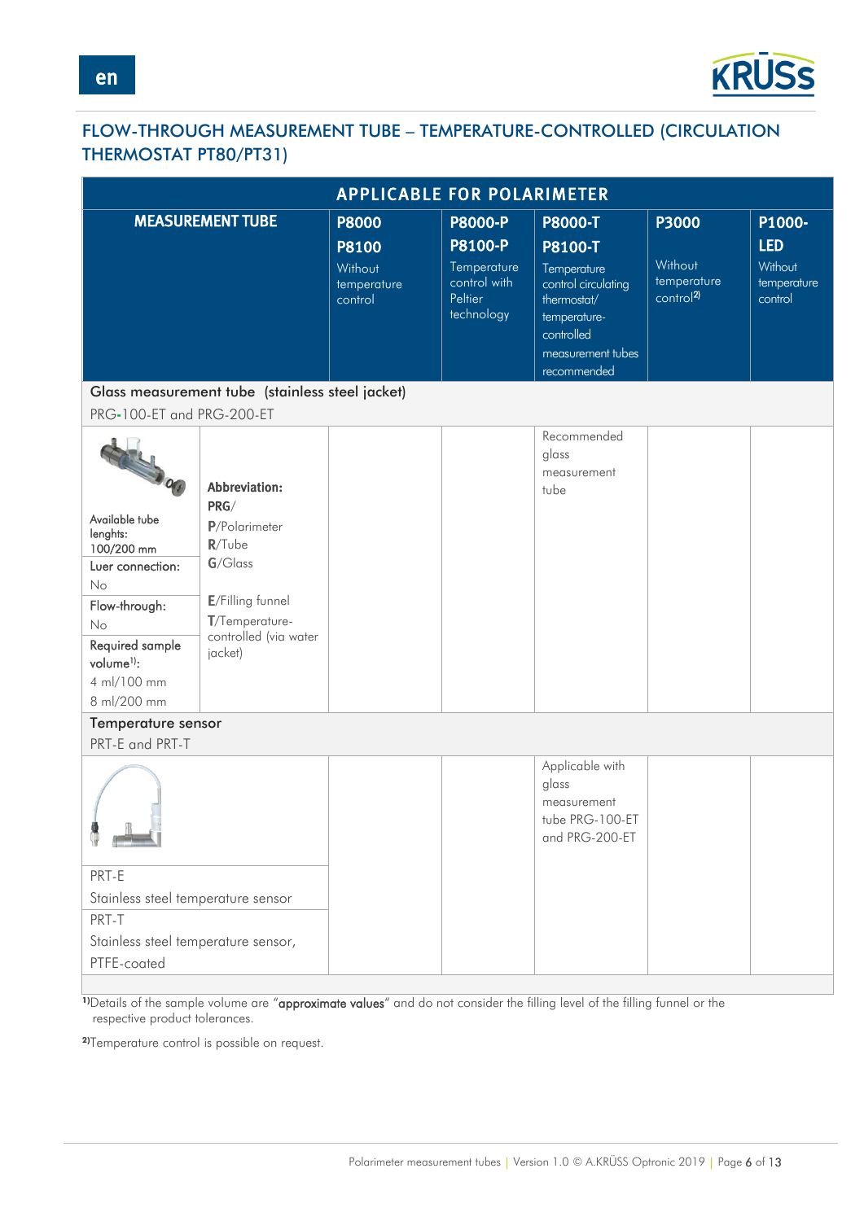## FLOW-THROUGH MEASUREMENT TUBE – TEMPERATURE-CONTROLLED (CIRCULATION THERMOSTAT PT80/PT31)

| APPLICABLE FOR POLARIMETER | | | | | | |
|---|---|---|---|---|---|---|
| **MEASUREMENT TUBE** | | **P8000 P8100** Without temperature control | **P8000-P P8100-P** Temperature control with Peltier technology | **P8000-T P8100-T** Temperature control circulating thermostat/ temperature-controlled measurement tubes recommended | **P3000** Without temperature control[2] | **P1000-LED** Without temperature control |
| **Glass measurement tube (stainless steel jacket)** PRG-100-ET and PRG-200-ET | | | | | | |
| Available tube lenghts: 100/200 mm<br>Luer connection: No<br>Flow-through: No<br>Required sample volume[1]: 4 ml/100 mm 8 ml/200 mm | **Abbreviation:** **PRG**/ **P**/Polarimeter **R**/Tube **G**/Glass **E**/Filling funnel **T**/Temperature-controlled (via water jacket) | | | Recommended glass measurement tube | | |
| **Temperature sensor** PRT-E and PRT-T | | | | | | |
| PRT-E Stainless steel temperature sensor<br>PRT-T Stainless steel temperature sensor, PTFE-coated | | | | Applicable with glass measurement tube PRG-100-ET and PRG-200-ET | | |

[1] Details of the sample volume are "**approximate values**" and do not consider the filling level of the filling funnel or the respective product tolerances.

[2] Temperature control is possible on request.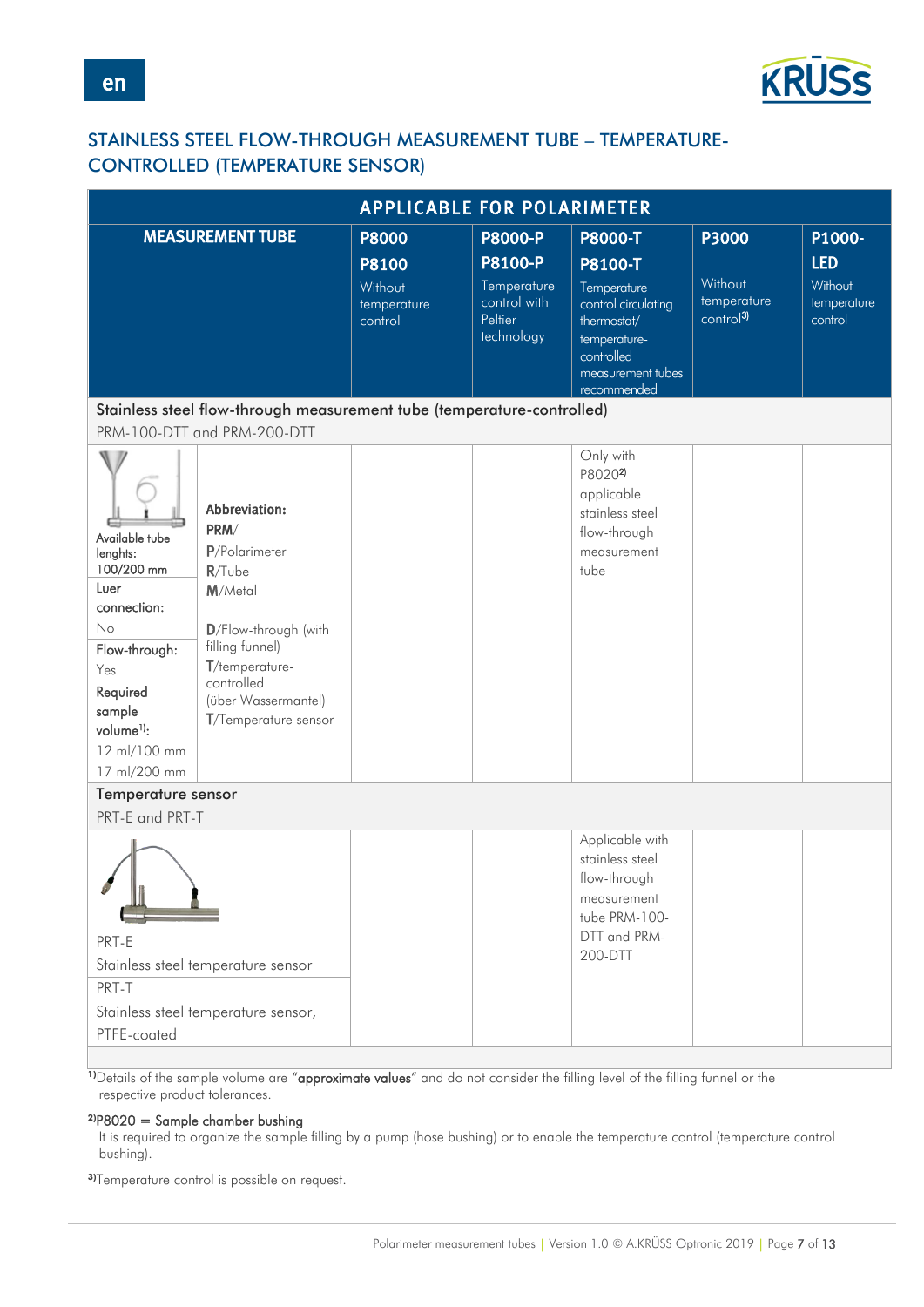## STAINLESS STEEL FLOW-THROUGH MEASUREMENT TUBE – TEMPERATURE-CONTROLLED (TEMPERATURE SENSOR)

| MEASUREMENT TUBE | | APPLICABLE FOR POLARIMETER | | | | |
|---|---|---|---|---|---|---|
| | | **P8000** **P8100** Without temperature control | **P8000-P** **P8100-P** Temperature control with Peltier technology | **P8000-T** **P8100-T** Temperature control circulating thermostat/ temperature-controlled measurement tubes recommended | **P3000** Without temperature control[3] | **P1000-LED** Without temperature control |
| **Stainless steel flow-through measurement tube (temperature-controlled)** PRM-100-DTT and PRM-200-DTT | | | | | | |
| Available tube lenghts: 100/200 mm; Luer connection: No; Flow-through: Yes; Required sample volume[1]: 12 ml/100 mm, 17 ml/200 mm | **Abbreviation:** **PRM**/ **P**/Polarimeter **R**/Tube **M**/Metal **D**/Flow-through (with filling funnel) **T**/temperature-controlled (über Wassermantel) **T**/Temperature sensor | | | Only with P8020[2] applicable stainless steel flow-through measurement tube | | |
| **Temperature sensor** PRT-E and PRT-T | | | | | | |
| PRT-E Stainless steel temperature sensor; PRT-T Stainless steel temperature sensor, PTFE-coated | | | | Applicable with stainless steel flow-through measurement tube PRM-100-DTT and PRM-200-DTT | | |

[1]Details of the sample volume are "**approximate values**" and do not consider the filling level of the filling funnel or the respective product tolerances.

[2]P8020 = Sample chamber bushing
It is required to organize the sample filling by a pump (hose bushing) or to enable the temperature control (temperature control bushing).

[3]Temperature control is possible on request.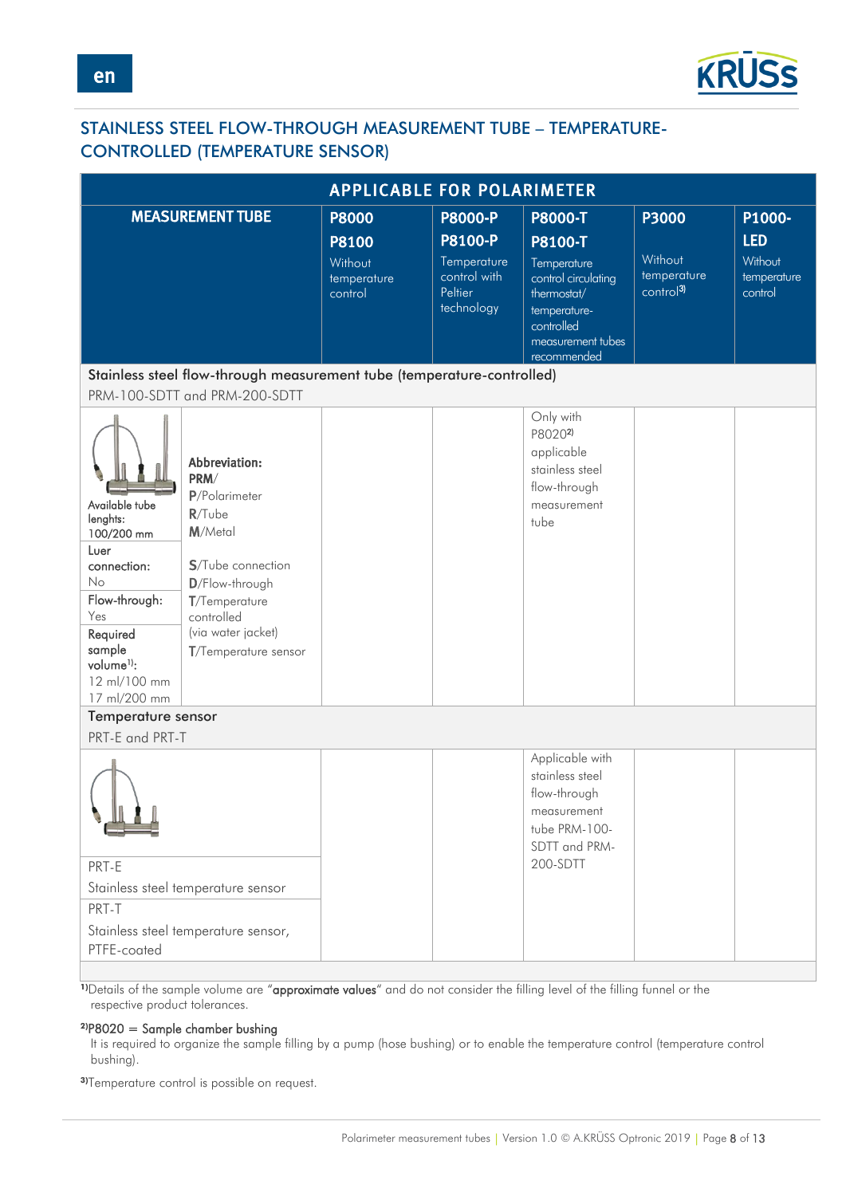## STAINLESS STEEL FLOW-THROUGH MEASUREMENT TUBE – TEMPERATURE-CONTROLLED (TEMPERATURE SENSOR)

| MEASUREMENT TUBE | | APPLICABLE FOR POLARIMETER | | | | |
|---|---|---|---|---|---|---|
| | | **P8000 P8100** Without temperature control | **P8000-P P8100-P** Temperature control with Peltier technology | **P8000-T P8100-T** Temperature control circulating thermostat/ temperature-controlled measurement tubes recommended | **P3000** Without temperature control[3] | **P1000-LED** Without temperature control |
| **Stainless steel flow-through measurement tube (temperature-controlled)** PRM-100-SDTT and PRM-200-SDTT | | | | | | |
| Available tube lenghts: 100/200 mm<br>Luer connection: No<br>Flow-through: Yes<br>Required sample volume[1]: 12 ml/100 mm 17 ml/200 mm | **Abbreviation:**<br>**PRM**/<br>**P**/Polarimeter<br>**R**/Tube<br>**M**/Metal<br>**S**/Tube connection<br>**D**/Flow-through<br>**T**/Temperature controlled (via water jacket)<br>**T**/Temperature sensor | | | Only with P8020[2] applicable stainless steel flow-through measurement tube | | |
| **Temperature sensor** PRT-E and PRT-T | | | | | | |
| PRT-E<br>Stainless steel temperature sensor<br>PRT-T<br>Stainless steel temperature sensor, PTFE-coated | | | | Applicable with stainless steel flow-through measurement tube PRM-100-SDTT and PRM-200-SDTT | | |

[1]Details of the sample volume are "**approximate values**" and do not consider the filling level of the filling funnel or the respective product tolerances.

[2]P8020 = Sample chamber bushing
It is required to organize the sample filling by a pump (hose bushing) or to enable the temperature control (temperature control bushing).

[3]Temperature control is possible on request.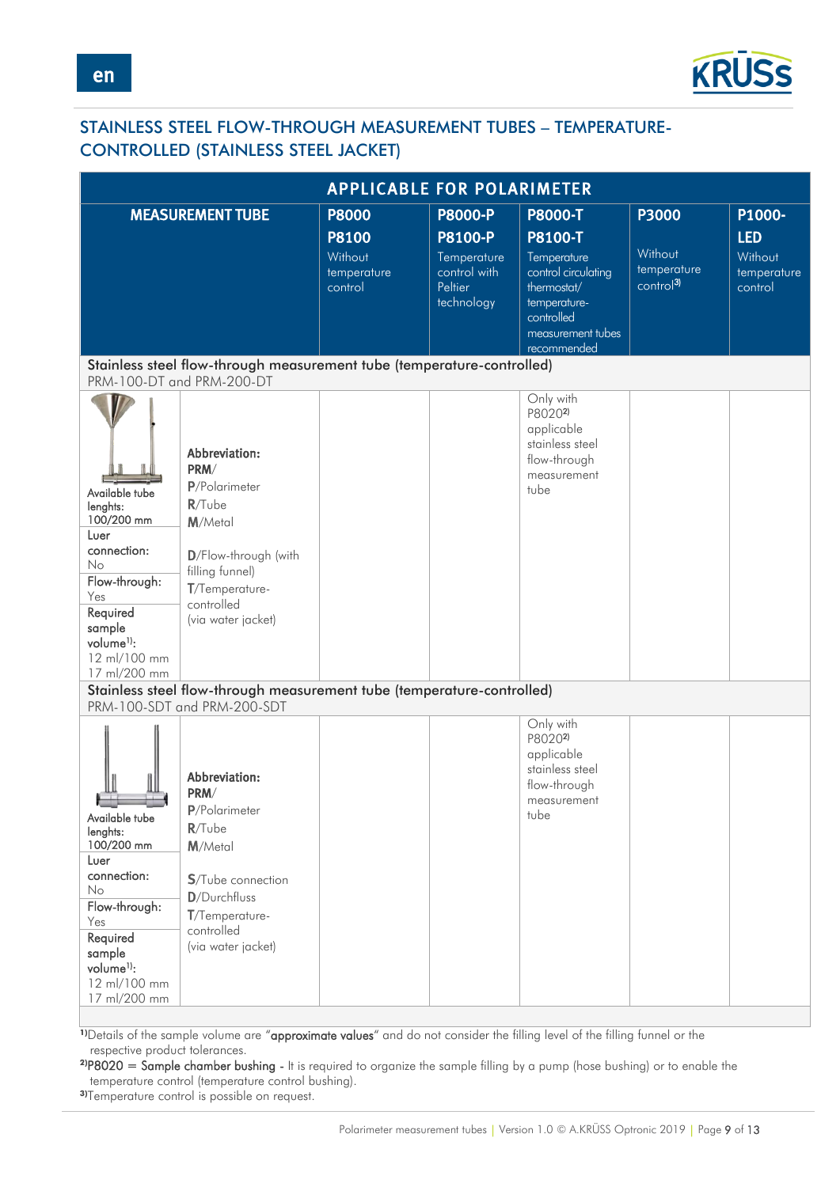## STAINLESS STEEL FLOW-THROUGH MEASUREMENT TUBES – TEMPERATURE-CONTROLLED (STAINLESS STEEL JACKET)

| MEASUREMENT TUBE | | APPLICABLE FOR POLARIMETER | | | | |
|---|---|---|---|---|---|---|
| | | **P8000 P8100** Without temperature control | **P8000-P P8100-P** Temperature control with Peltier technology | **P8000-T P8100-T** Temperature control circulating thermostat/ temperature-controlled measurement tubes recommended | **P3000** Without temperature control[3] | **P1000-LED** Without temperature control |
| **Stainless steel flow-through measurement tube (temperature-controlled)** PRM-100-DT and PRM-200-DT | | | | | | |
| Available tube lenghts: 100/200 mm<br>Luer connection: No<br>Flow-through: Yes<br>Required sample volume[1]: 12 ml/100 mm 17 ml/200 mm | **Abbreviation:** **PRM**/ **P**/Polarimeter **R**/Tube **M**/Metal **D**/Flow-through (with filling funnel) **T**/Temperature-controlled (via water jacket) | | | Only with P8020[2] applicable stainless steel flow-through measurement tube | | |
| **Stainless steel flow-through measurement tube (temperature-controlled)** PRM-100-SDT and PRM-200-SDT | | | | | | |
| Available tube lenghts: 100/200 mm<br>Luer connection: No<br>Flow-through: Yes<br>Required sample volume[1]: 12 ml/100 mm 17 ml/200 mm | **Abbreviation:** **PRM**/ **P**/Polarimeter **R**/Tube **M**/Metal **S**/Tube connection **D**/Durchfluss **T**/Temperature-controlled (via water jacket) | | | Only with P8020[2] applicable stainless steel flow-through measurement tube | | |

[1]Details of the sample volume are "**approximate values**" and do not consider the filling level of the filling funnel or the respective product tolerances.
[2]P8020 = Sample chamber bushing - It is required to organize the sample filling by a pump (hose bushing) or to enable the temperature control (temperature control bushing).
[3]Temperature control is possible on request.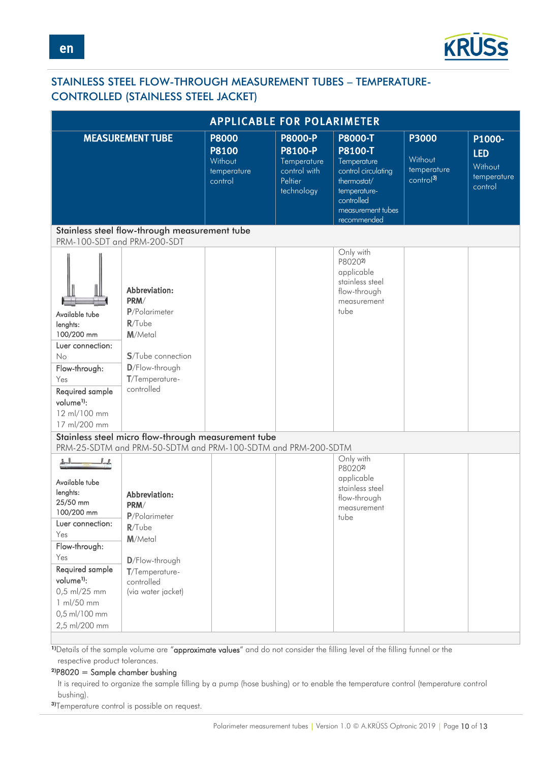## STAINLESS STEEL FLOW-THROUGH MEASUREMENT TUBES – TEMPERATURE-CONTROLLED (STAINLESS STEEL JACKET)

| APPLICABLE FOR POLARIMETER | | | | | | |
|---|---|---|---|---|---|---|
| **MEASUREMENT TUBE** | | **P8000 P8100** Without temperature control | **P8000-P P8100-P** Temperature control with Peltier technology | **P8000-T P8100-T** Temperature control circulating thermostat/ temperature-controlled measurement tubes recommended | **P3000** Without temperature control[3] | **P1000-LED** Without temperature control |
| **Stainless steel flow-through measurement tube** PRM-100-SDT and PRM-200-SDT | | | | | | |
| Available tube lenghts: 100/200 mm<br>Luer connection: No<br>Flow-through: Yes<br>Required sample volume[1]: 12 ml/100 mm 17 ml/200 mm | **Abbreviation:**<br>**PRM**/<br>**P**/Polarimeter<br>**R**/Tube<br>**M**/Metal<br>**S**/Tube connection<br>**D**/Flow-through<br>**T**/Temperature-controlled | | | Only with P8020[2] applicable stainless steel flow-through measurement tube | | |
| **Stainless steel micro flow-through measurement tube** PRM-25-SDTM and PRM-50-SDTM and PRM-100-SDTM and PRM-200-SDTM | | | | | | |
| Available tube lenghts: 25/50 mm 100/200 mm<br>Luer connection: Yes<br>Flow-through: Yes<br>Required sample volume[1]: 0,5 ml/25 mm 1 ml/50 mm 0,5 ml/100 mm 2,5 ml/200 mm | **Abbreviation:**<br>**PRM**/<br>**P**/Polarimeter<br>**R**/Tube<br>**M**/Metal<br>**D**/Flow-through<br>**T**/Temperature-controlled (via water jacket) | | | Only with P8020[2] applicable stainless steel flow-through measurement tube | | |

[1] Details of the sample volume are "**approximate values**" and do not consider the filling level of the filling funnel or the respective product tolerances.

[2] P8020 = Sample chamber bushing
It is required to organize the sample filling by a pump (hose bushing) or to enable the temperature control (temperature control bushing).

[3] Temperature control is possible on request.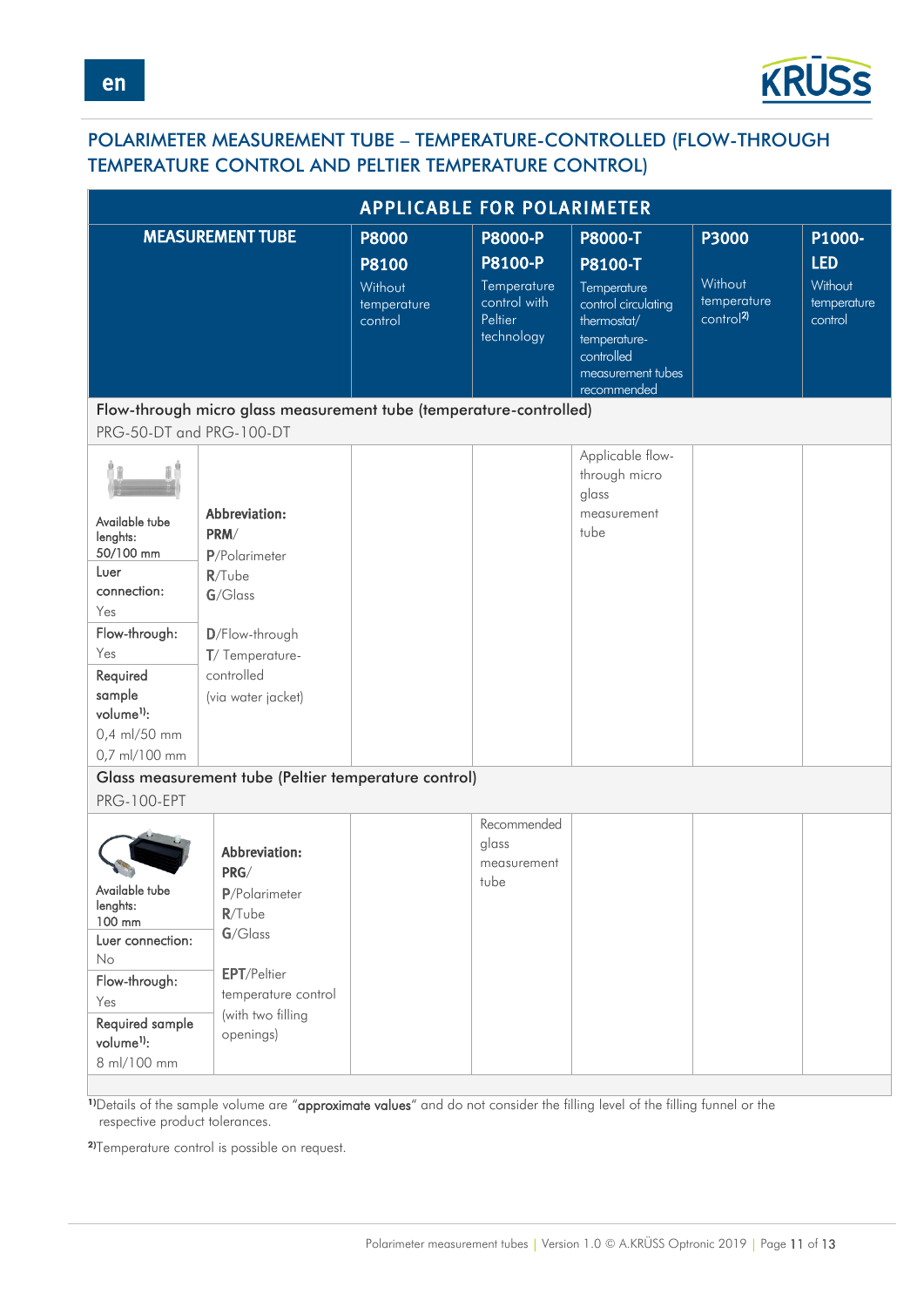## POLARIMETER MEASUREMENT TUBE – TEMPERATURE-CONTROLLED (FLOW-THROUGH TEMPERATURE CONTROL AND PELTIER TEMPERATURE CONTROL)

| MEASUREMENT TUBE | | APPLICABLE FOR POLARIMETER | | | | |
|---|---|---|---|---|---|---|
| | | **P8000** **P8100** Without temperature control | **P8000-P** **P8100-P** Temperature control with Peltier technology | **P8000-T** **P8100-T** Temperature control circulating thermostat/ temperature-controlled measurement tubes recommended | **P3000** Without temperature control[2] | **P1000-LED** Without temperature control |
| **Flow-through micro glass measurement tube (temperature-controlled)** PRG-50-DT and PRG-100-DT | | | | | | |
| **Available tube lenghts:** 50/100 mm<br>**Luer connection:** Yes<br>**Flow-through:** Yes<br>**Required sample volume**[1]: 0,4 ml/50 mm 0,7 ml/100 mm | **Abbreviation:** **PRM**/ **P**/Polarimeter **R**/Tube **G**/Glass **D**/Flow-through **T**/ Temperature-controlled (via water jacket) | | | Applicable flow-through micro glass measurement tube | | |
| **Glass measurement tube (Peltier temperature control)** PRG-100-EPT | | | | | | |
| **Available tube lenghts:** 100 mm<br>**Luer connection:** No<br>**Flow-through:** Yes<br>**Required sample volume**[1]: 8 ml/100 mm | **Abbreviation:** **PRG**/ **P**/Polarimeter **R**/Tube **G**/Glass **EPT**/Peltier temperature control (with two filling openings) | | Recommended glass measurement tube | | | |

[1]Details of the sample volume are "**approximate values**" and do not consider the filling level of the filling funnel or the respective product tolerances.

[2]Temperature control is possible on request.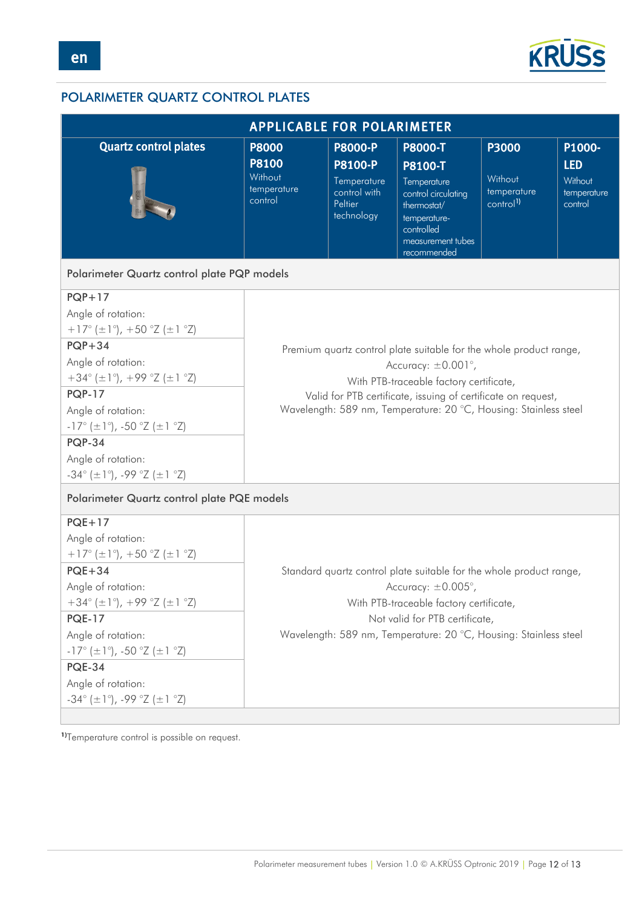## POLARIMETER QUARTZ CONTROL PLATES

| Quartz control plates | APPLICABLE FOR POLARIMETER | | | | |
|---|---|---|---|---|---|
| | **P8000** **P8100** Without temperature control | **P8000-P** **P8100-P** Temperature control with Peltier technology | **P8000-T** **P8100-T** Temperature control circulating thermostat/ temperature-controlled measurement tubes recommended | **P3000** Without temperature control[1)] | **P1000-LED** Without temperature control |
| **Polarimeter Quartz control plate PQP models** | | | | | |
| **PQP+17** Angle of rotation: +17° (±1°), +50 °Z (±1 °Z) | Premium quartz control plate suitable for the whole product range, Accuracy: ±0.001°, With PTB-traceable factory certificate, Valid for PTB certificate, issuing of certificate on request, Wavelength: 589 nm, Temperature: 20 °C, Housing: Stainless steel | | | | |
| **PQP+34** Angle of rotation: +34° (±1°), +99 °Z (±1 °Z) | | | | | |
| **PQP-17** Angle of rotation: -17° (±1°), -50 °Z (±1 °Z) | | | | | |
| **PQP-34** Angle of rotation: -34° (±1°), -99 °Z (±1 °Z) | | | | | |
| **Polarimeter Quartz control plate PQE models** | | | | | |
| **PQE+17** Angle of rotation: +17° (±1°), +50 °Z (±1 °Z) | Standard quartz control plate suitable for the whole product range, Accuracy: ±0.005°, With PTB-traceable factory certificate, Not valid for PTB certificate, Wavelength: 589 nm, Temperature: 20 °C, Housing: Stainless steel | | | | |
| **PQE+34** Angle of rotation: +34° (±1°), +99 °Z (±1 °Z) | | | | | |
| **PQE-17** Angle of rotation: -17° (±1°), -50 °Z (±1 °Z) | | | | | |
| **PQE-34** Angle of rotation: -34° (±1°), -99 °Z (±1 °Z) | | | | | |

[1)] Temperature control is possible on request.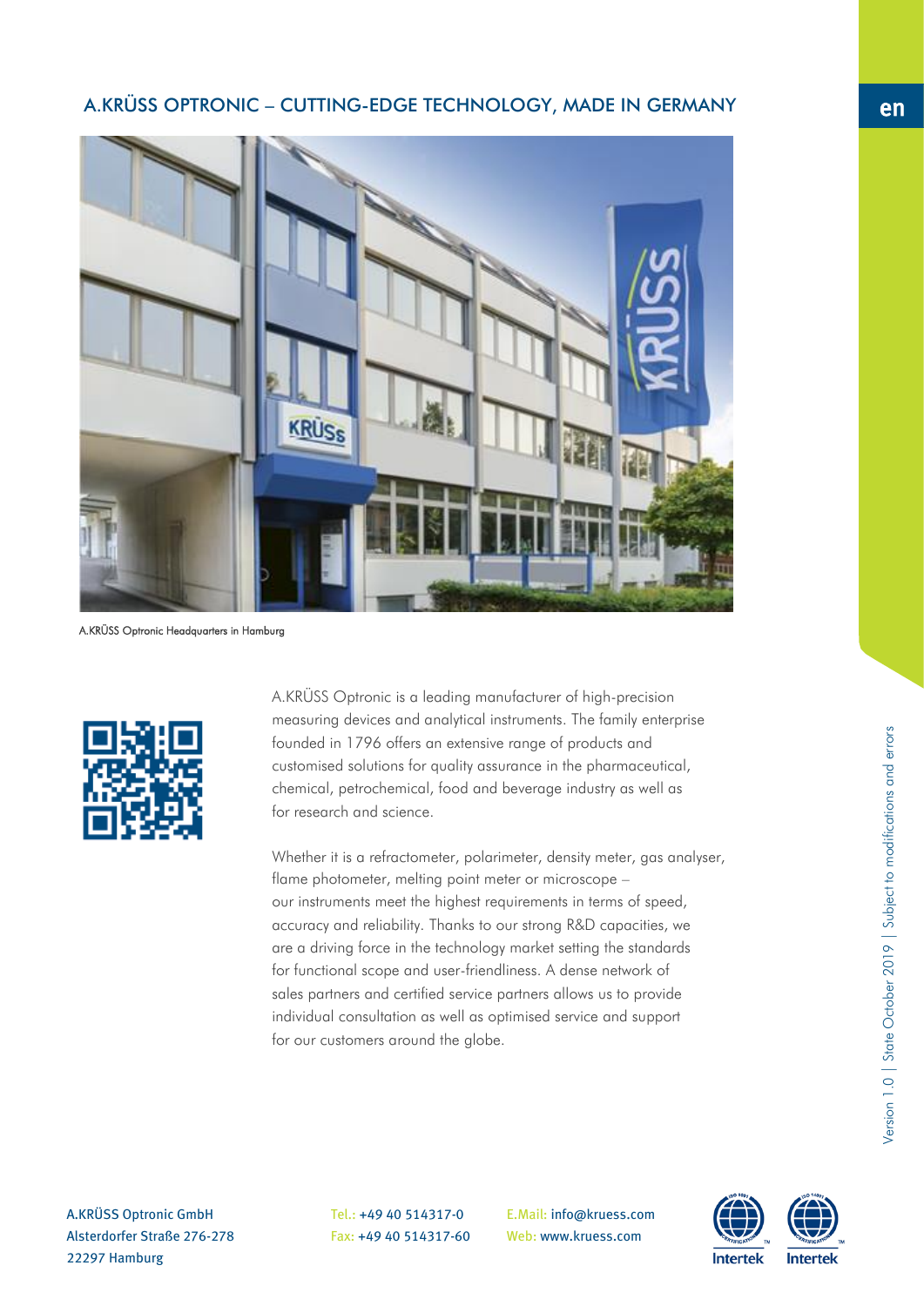# A.KRÜSS OPTRONIC – CUTTING-EDGE TECHNOLOGY, MADE IN GERMANY

A.KRÜSS Optronic Headquarters in Hamburg

A.KRÜSS Optronic is a leading manufacturer of high-precision measuring devices and analytical instruments. The family enterprise founded in 1796 offers an extensive range of products and customised solutions for quality assurance in the pharmaceutical, chemical, petrochemical, food and beverage industry as well as for research and science.

Whether it is a refractometer, polarimeter, density meter, gas analyser, flame photometer, melting point meter or microscope – our instruments meet the highest requirements in terms of speed, accuracy and reliability. Thanks to our strong R&D capacities, we are a driving force in the technology market setting the standards for functional scope and user-friendliness. A dense network of sales partners and certified service partners allows us to provide individual consultation as well as optimised service and support for our customers around the globe.

Version 1.0 | State October 2019 | Subject to modifications and errors

A.KRÜSS Optronic GmbH
Alsterdorfer Straße 276-278
22297 Hamburg

Tel.: +49 40 514317-0
Fax: +49 40 514317-60

E.Mail: info@kruess.com
Web: www.kruess.com